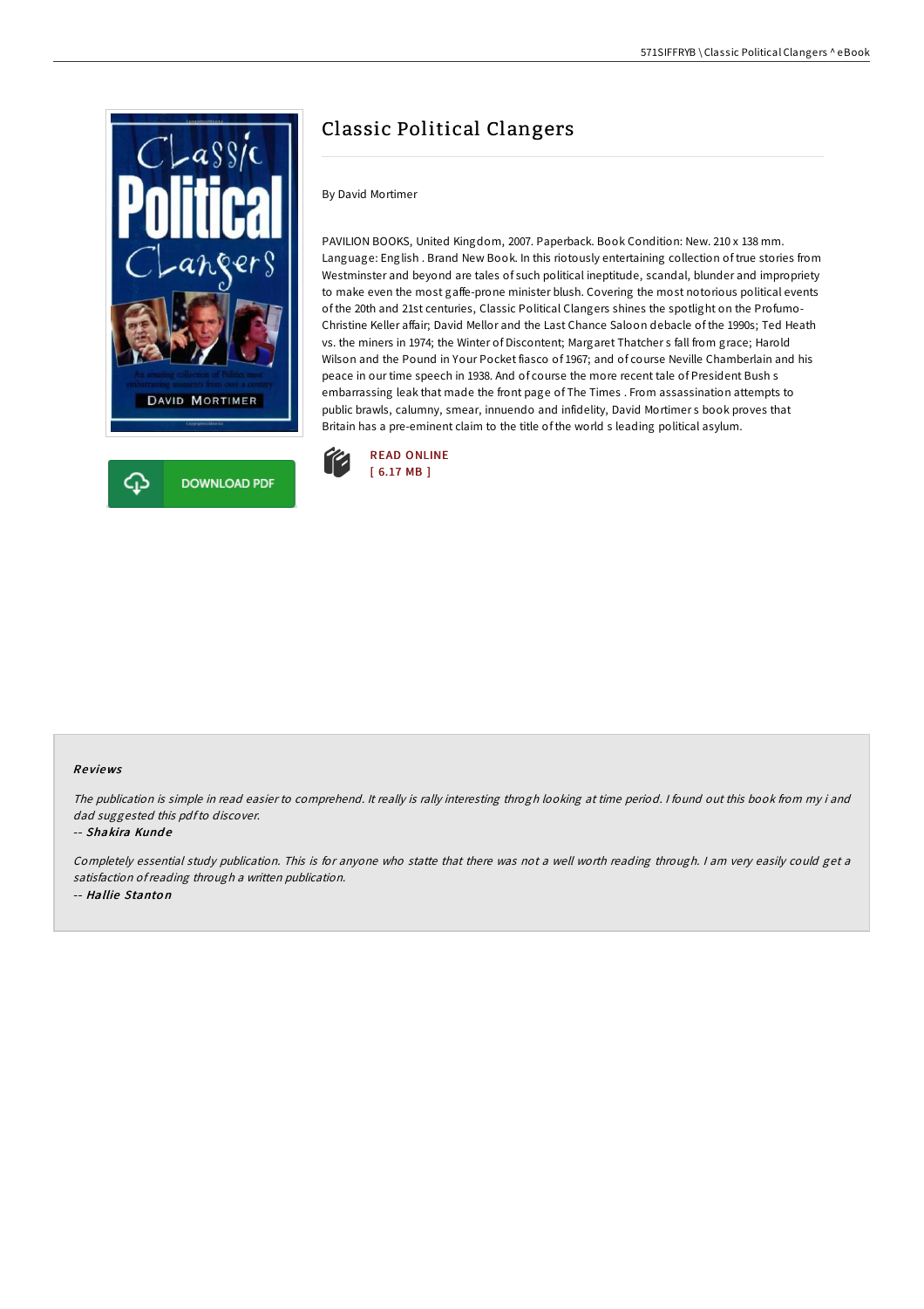# Classic Political Clangers

By David Mortimer

PAVILION BOOKS, United Kingdom, 2007. Paperback. Book Condition: New. 210 x 138 mm. Language: English . Brand New Book. In this riotously entertaining collection of true stories from Westminster and beyond are tales of such political ineptitude, scandal, blunder and impropriety to make even the most gaffe-prone minister blush. Covering the most notorious political events of the 20th and 21st centuries, Classic Political Clangers shines the spotlight on the Profumo-Christine Keller affair; David Mellor and the Last Chance Saloon debacle of the 1990s; Ted Heath vs. the miners in 1974; the Winter of Discontent; Margaret Thatcher s fall from grace; Harold Wilson and the Pound in Your Pocket fiasco of 1967; and of course Neville Chamberlain and his peace in our time speech in 1938. And of course the more recent tale of President Bush s embarrassing leak that made the front page of The Times . From assassination attempts to public brawls, calumny, smear, innuendo and infidelity, David Mortimer s book proves that Britain has a pre-eminent claim to the title of the world s leading political asylum.

DOWNLOAD PDF

READ ONLINE
[ 6.17 MB ]

## Reviews

*The publication is simple in read easier to comprehend. It really is rally interesting throgh looking at time period. I found out this book from my i and dad suggested this pdf to discover.*

-- ***Shakira Kunde***

*Completely essential study publication. This is for anyone who statte that there was not a well worth reading through. I am very easily could get a satisfaction of reading through a written publication.*

-- ***Hallie Stanton***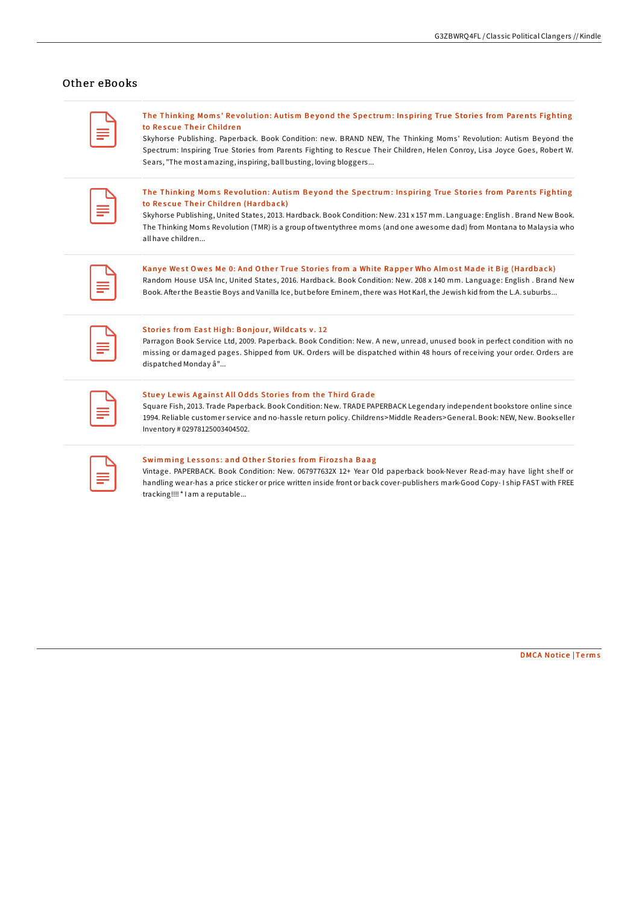## Other eBooks

**The Thinking Moms' Revolution: Autism Beyond the Spectrum: Inspiring True Stories from Parents Fighting to Rescue Their Children**

Skyhorse Publishing. Paperback. Book Condition: new. BRAND NEW, The Thinking Moms' Revolution: Autism Beyond the Spectrum: Inspiring True Stories from Parents Fighting to Rescue Their Children, Helen Conroy, Lisa Joyce Goes, Robert W. Sears, "The most amazing, inspiring, ball busting, loving bloggers...

**The Thinking Moms Revolution: Autism Beyond the Spectrum: Inspiring True Stories from Parents Fighting to Rescue Their Children (Hardback)**

Skyhorse Publishing, United States, 2013. Hardback. Book Condition: New. 231 x 157 mm. Language: English . Brand New Book. The Thinking Moms Revolution (TMR) is a group of twentythree moms (and one awesome dad) from Montana to Malaysia who all have children...

**Kanye West Owes Me 0: And Other True Stories from a White Rapper Who Almost Made it Big (Hardback)**

Random House USA Inc, United States, 2016. Hardback. Book Condition: New. 208 x 140 mm. Language: English . Brand New Book. After the Beastie Boys and Vanilla Ice, but before Eminem, there was Hot Karl, the Jewish kid from the L.A. suburbs...

**Stories from East High: Bonjour, Wildcats v. 12**

Parragon Book Service Ltd, 2009. Paperback. Book Condition: New. A new, unread, unused book in perfect condition with no missing or damaged pages. Shipped from UK. Orders will be dispatched within 48 hours of receiving your order. Orders are dispatched Monday â"...

**Stuey Lewis Against All Odds Stories from the Third Grade**

Square Fish, 2013. Trade Paperback. Book Condition: New. TRADE PAPERBACK Legendary independent bookstore online since 1994. Reliable customer service and no-hassle return policy. Childrens>Middle Readers>General. Book: NEW, New. Bookseller Inventory # 02978125003404502.

**Swimming Lessons: and Other Stories from Firozsha Baag**

Vintage. PAPERBACK. Book Condition: New. 067977632X 12+ Year Old paperback book-Never Read-may have light shelf or handling wear-has a price sticker or price written inside front or back cover-publishers mark-Good Copy- I ship FAST with FREE tracking!!!! * I am a reputable...

DMCA Notice | Terms